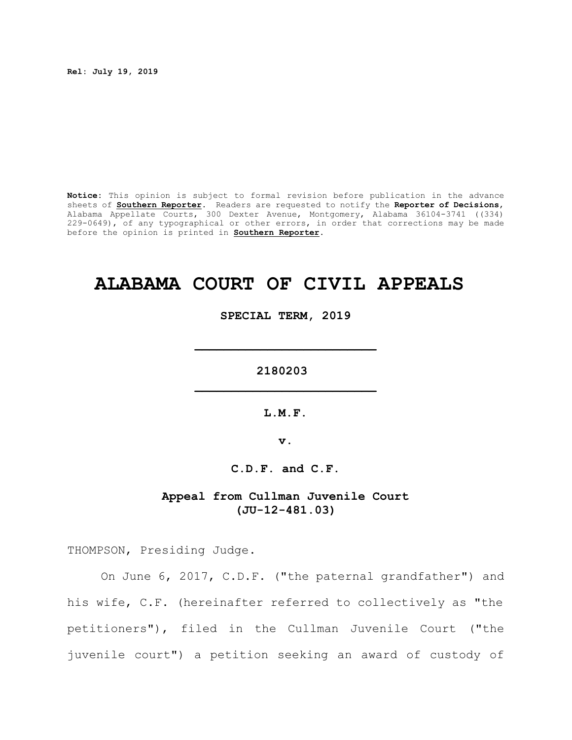**Rel: July 19, 2019**

**Notice:** This opinion is subject to formal revision before publication in the advance sheets of **Southern Reporter**. Readers are requested to notify the **Reporter of Decisions**, Alabama Appellate Courts, 300 Dexter Avenue, Montgomery, Alabama 36104-3741 ((334) 229-0649), of any typographical or other errors, in order that corrections may be made before the opinion is printed in **Southern Reporter**.

# ALABAMA COURT OF CIVIL APPEALS

**SPECIAL TERM, 2019**

---

**2180203**

---

**L.M.F.**

**v.**

**C.D.F. and C.F.**

**Appeal from Cullman Juvenile Court (JU-12-481.03)**

THOMPSON, Presiding Judge.

On June 6, 2017, C.D.F. ("the paternal grandfather") and his wife, C.F. (hereinafter referred to collectively as "the petitioners"), filed in the Cullman Juvenile Court ("the juvenile court") a petition seeking an award of custody of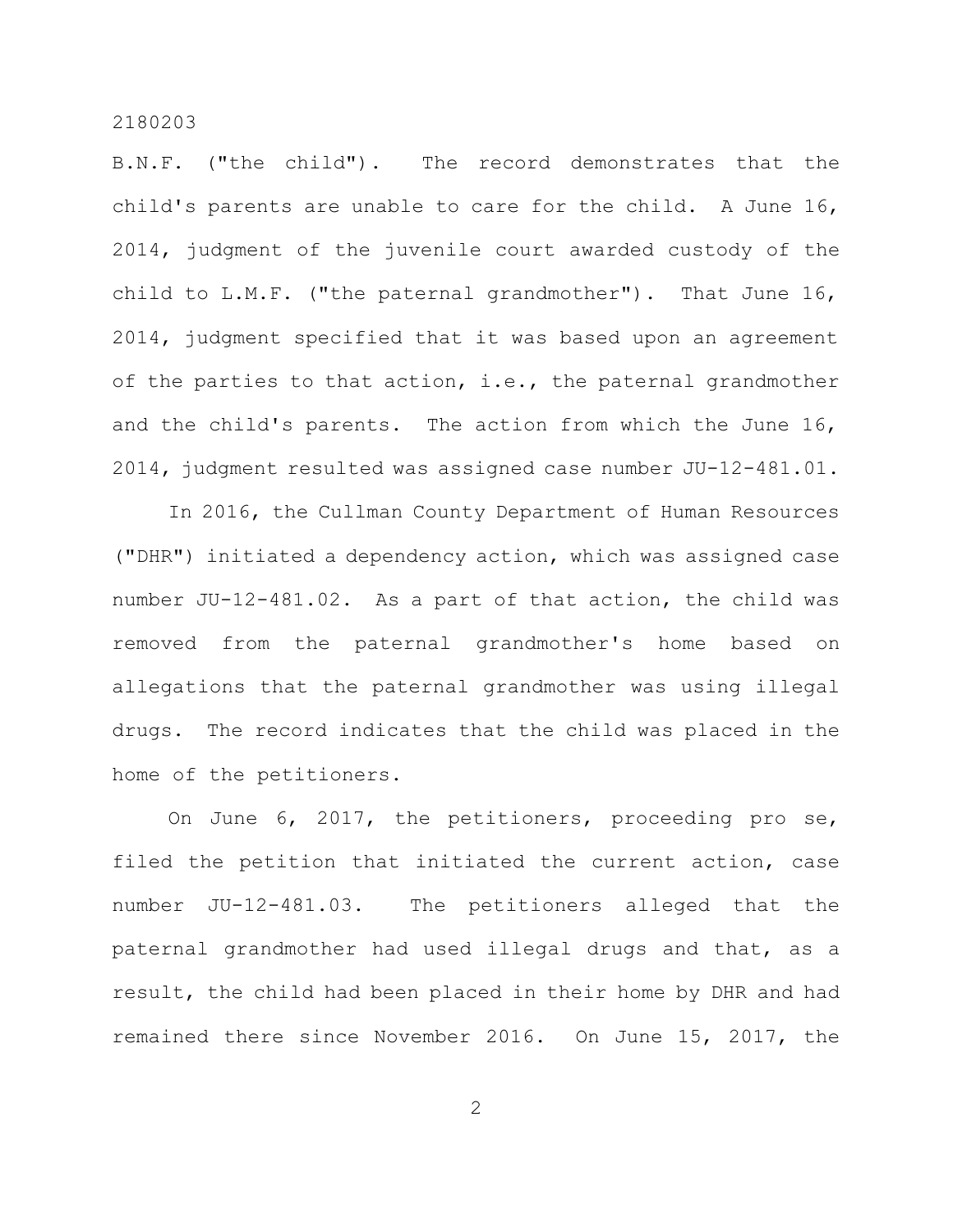B.N.F. ("the child"). The record demonstrates that the child's parents are unable to care for the child. A June 16, 2014, judgment of the juvenile court awarded custody of the child to L.M.F. ("the paternal grandmother"). That June 16, 2014, judgment specified that it was based upon an agreement of the parties to that action, i.e., the paternal grandmother and the child's parents. The action from which the June 16, 2014, judgment resulted was assigned case number JU-12-481.01.

In 2016, the Cullman County Department of Human Resources ("DHR") initiated a dependency action, which was assigned case number JU-12-481.02. As a part of that action, the child was removed from the paternal grandmother's home based on allegations that the paternal grandmother was using illegal drugs. The record indicates that the child was placed in the home of the petitioners.

On June 6, 2017, the petitioners, proceeding pro se, filed the petition that initiated the current action, case number JU-12-481.03. The petitioners alleged that the paternal grandmother had used illegal drugs and that, as a result, the child had been placed in their home by DHR and had remained there since November 2016. On June 15, 2017, the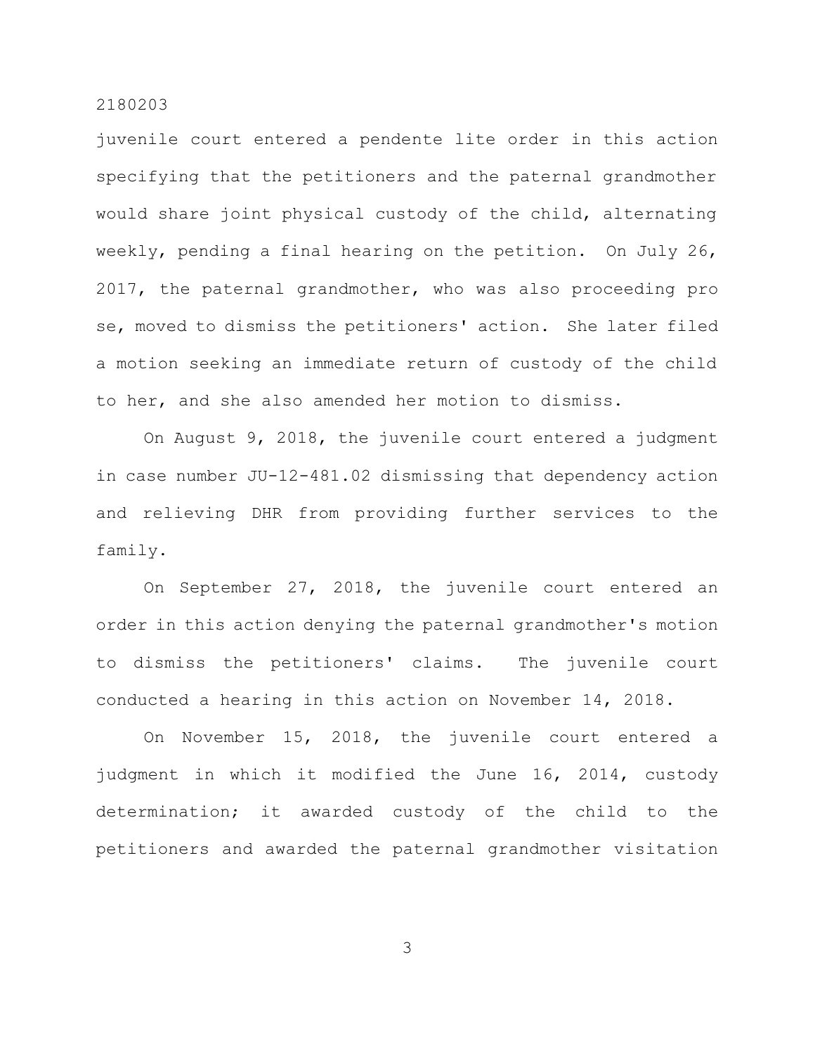juvenile court entered a pendente lite order in this action specifying that the petitioners and the paternal grandmother would share joint physical custody of the child, alternating weekly, pending a final hearing on the petition. On July 26, 2017, the paternal grandmother, who was also proceeding pro se, moved to dismiss the petitioners' action. She later filed a motion seeking an immediate return of custody of the child to her, and she also amended her motion to dismiss.

On August 9, 2018, the juvenile court entered a judgment in case number JU-12-481.02 dismissing that dependency action and relieving DHR from providing further services to the family.

On September 27, 2018, the juvenile court entered an order in this action denying the paternal grandmother's motion to dismiss the petitioners' claims. The juvenile court conducted a hearing in this action on November 14, 2018.

On November 15, 2018, the juvenile court entered a judgment in which it modified the June 16, 2014, custody determination; it awarded custody of the child to the petitioners and awarded the paternal grandmother visitation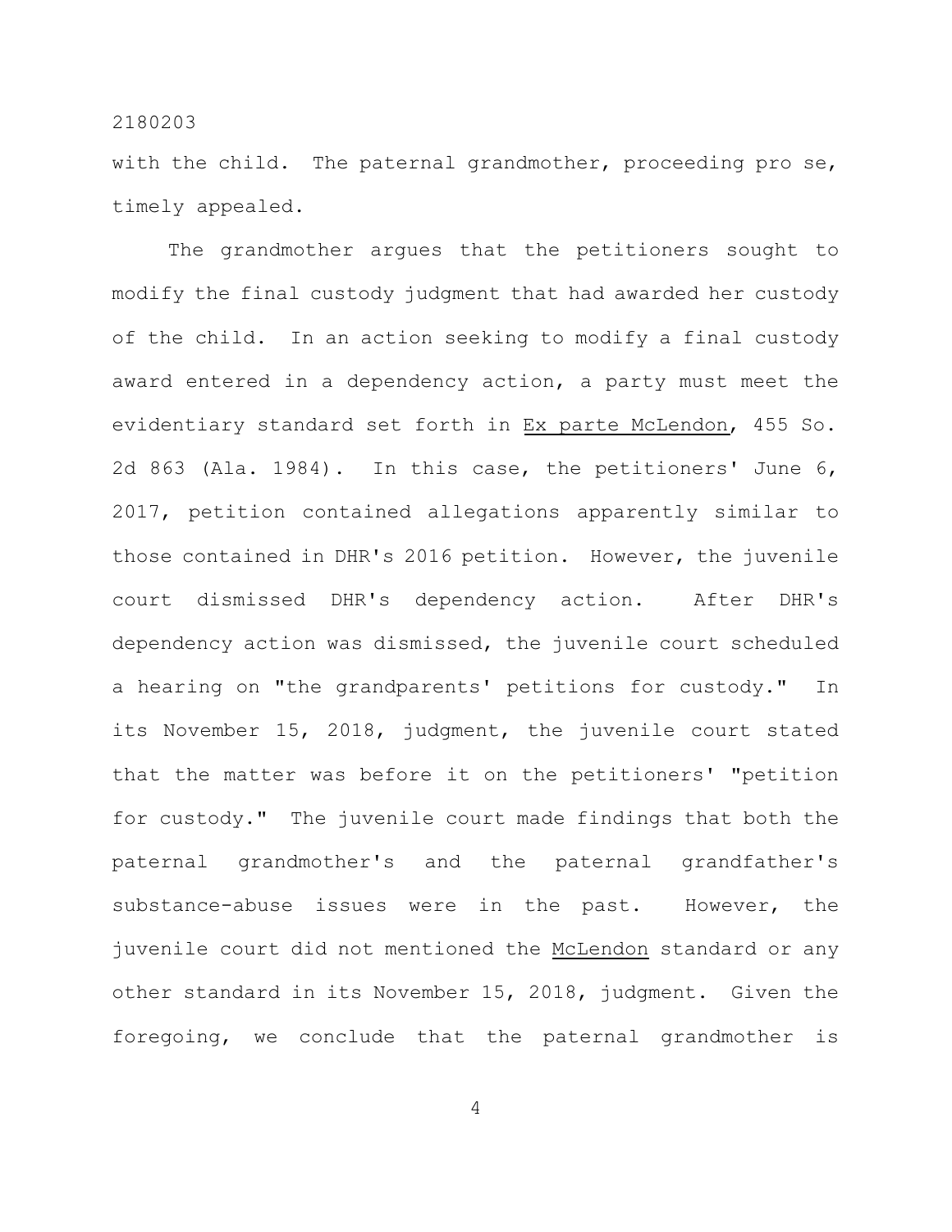with the child. The paternal grandmother, proceeding pro se, timely appealed.

The grandmother argues that the petitioners sought to modify the final custody judgment that had awarded her custody of the child. In an action seeking to modify a final custody award entered in a dependency action, a party must meet the evidentiary standard set forth in Ex parte McLendon, 455 So. 2d 863 (Ala. 1984). In this case, the petitioners' June 6, 2017, petition contained allegations apparently similar to those contained in DHR's 2016 petition. However, the juvenile court dismissed DHR's dependency action. After DHR's dependency action was dismissed, the juvenile court scheduled a hearing on "the grandparents' petitions for custody." In its November 15, 2018, judgment, the juvenile court stated that the matter was before it on the petitioners' "petition for custody." The juvenile court made findings that both the paternal grandmother's and the paternal grandfather's substance-abuse issues were in the past. However, the juvenile court did not mentioned the McLendon standard or any other standard in its November 15, 2018, judgment. Given the foregoing, we conclude that the paternal grandmother is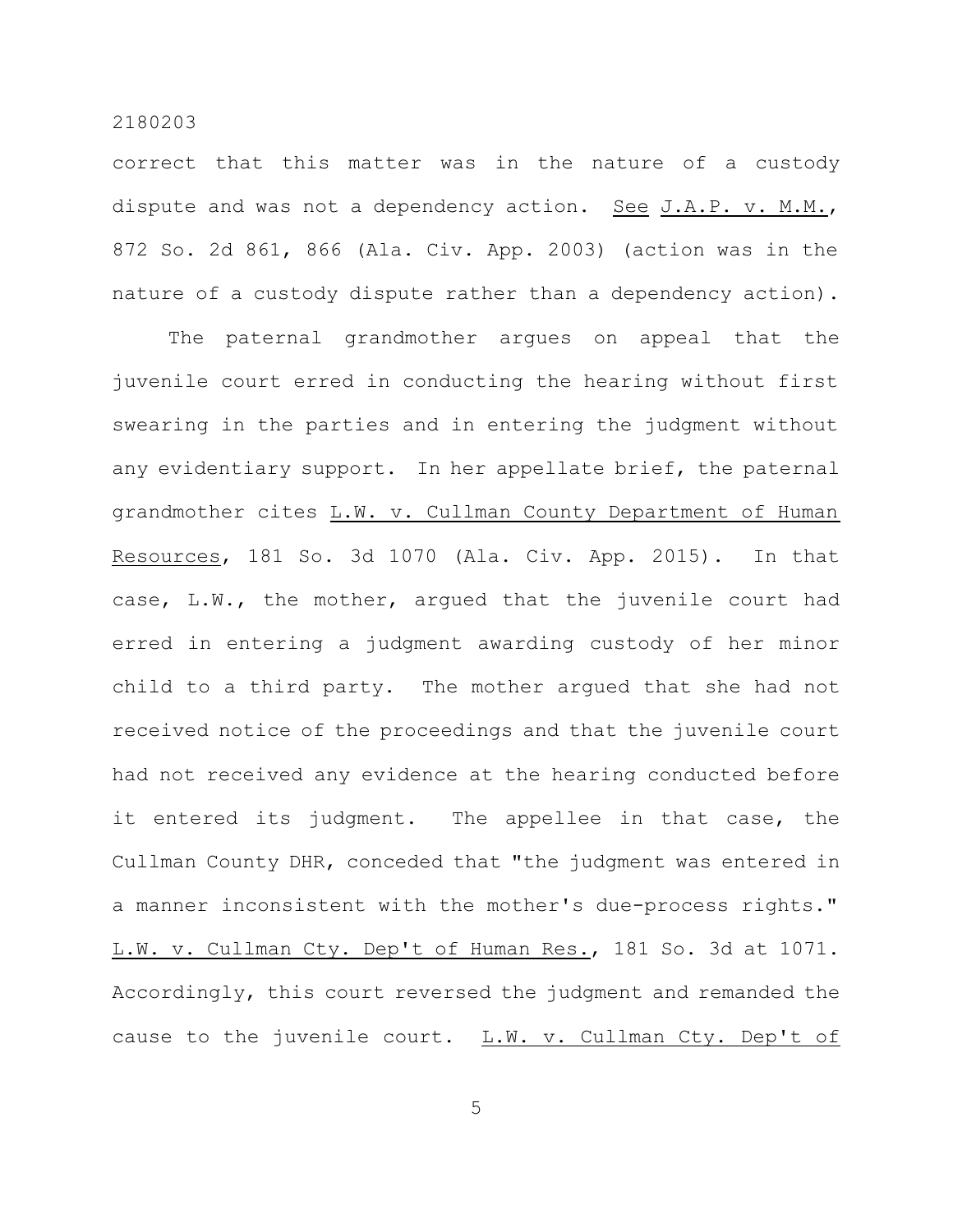correct that this matter was in the nature of a custody dispute and was not a dependency action. See J.A.P. v. M.M., 872 So. 2d 861, 866 (Ala. Civ. App. 2003) (action was in the nature of a custody dispute rather than a dependency action).

The paternal grandmother argues on appeal that the juvenile court erred in conducting the hearing without first swearing in the parties and in entering the judgment without any evidentiary support. In her appellate brief, the paternal grandmother cites L.W. v. Cullman County Department of Human Resources, 181 So. 3d 1070 (Ala. Civ. App. 2015). In that case, L.W., the mother, argued that the juvenile court had erred in entering a judgment awarding custody of her minor child to a third party. The mother argued that she had not received notice of the proceedings and that the juvenile court had not received any evidence at the hearing conducted before it entered its judgment. The appellee in that case, the Cullman County DHR, conceded that "the judgment was entered in a manner inconsistent with the mother's due-process rights." L.W. v. Cullman Cty. Dep't of Human Res., 181 So. 3d at 1071. Accordingly, this court reversed the judgment and remanded the cause to the juvenile court. L.W. v. Cullman Cty. Dep't of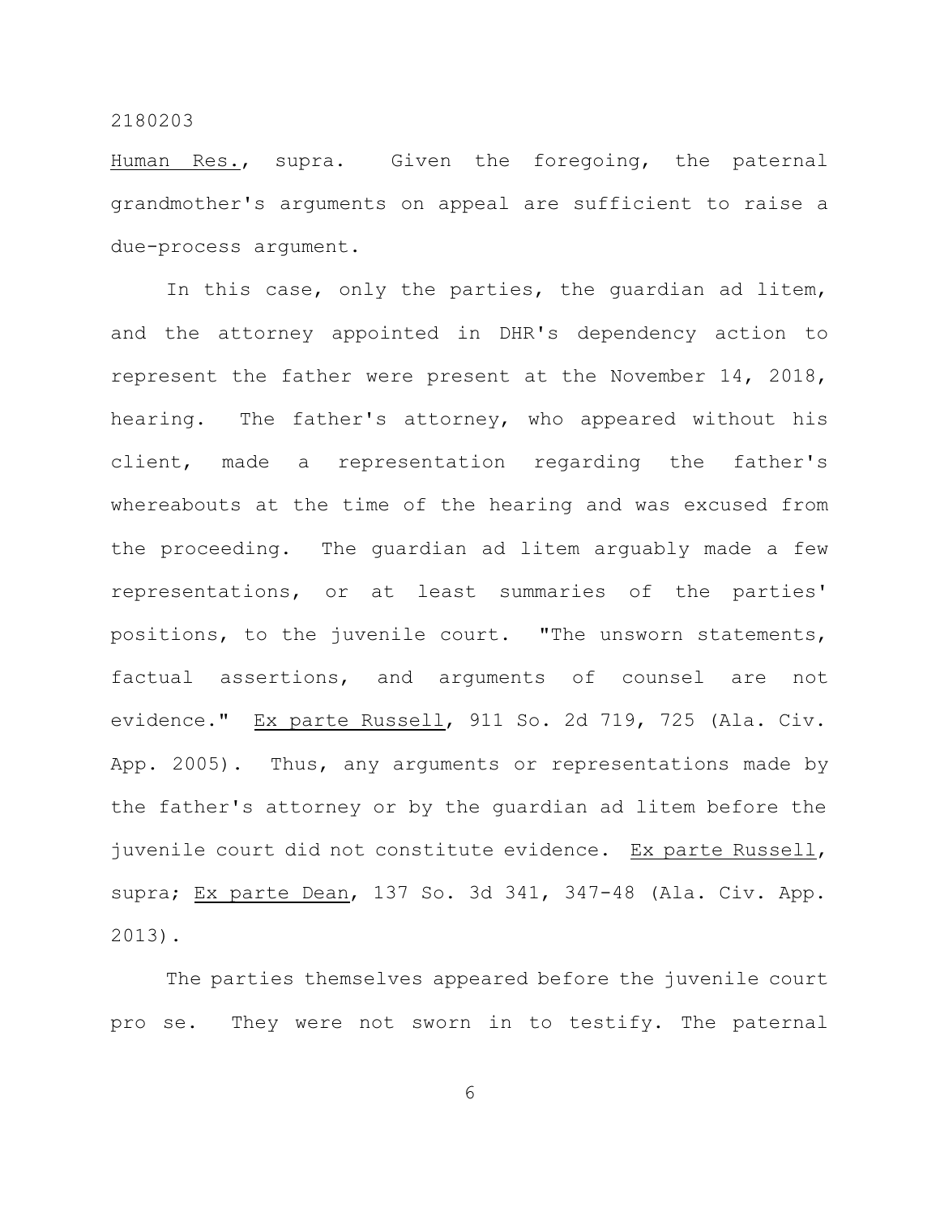Human Res., supra. Given the foregoing, the paternal grandmother's arguments on appeal are sufficient to raise a due-process argument.

In this case, only the parties, the guardian ad litem, and the attorney appointed in DHR's dependency action to represent the father were present at the November 14, 2018, hearing. The father's attorney, who appeared without his client, made a representation regarding the father's whereabouts at the time of the hearing and was excused from the proceeding. The guardian ad litem arguably made a few representations, or at least summaries of the parties' positions, to the juvenile court. "The unsworn statements, factual assertions, and arguments of counsel are not evidence." Ex parte Russell, 911 So. 2d 719, 725 (Ala. Civ. App. 2005). Thus, any arguments or representations made by the father's attorney or by the guardian ad litem before the juvenile court did not constitute evidence. Ex parte Russell, supra; Ex parte Dean, 137 So. 3d 341, 347-48 (Ala. Civ. App. 2013).

The parties themselves appeared before the juvenile court pro se. They were not sworn in to testify. The paternal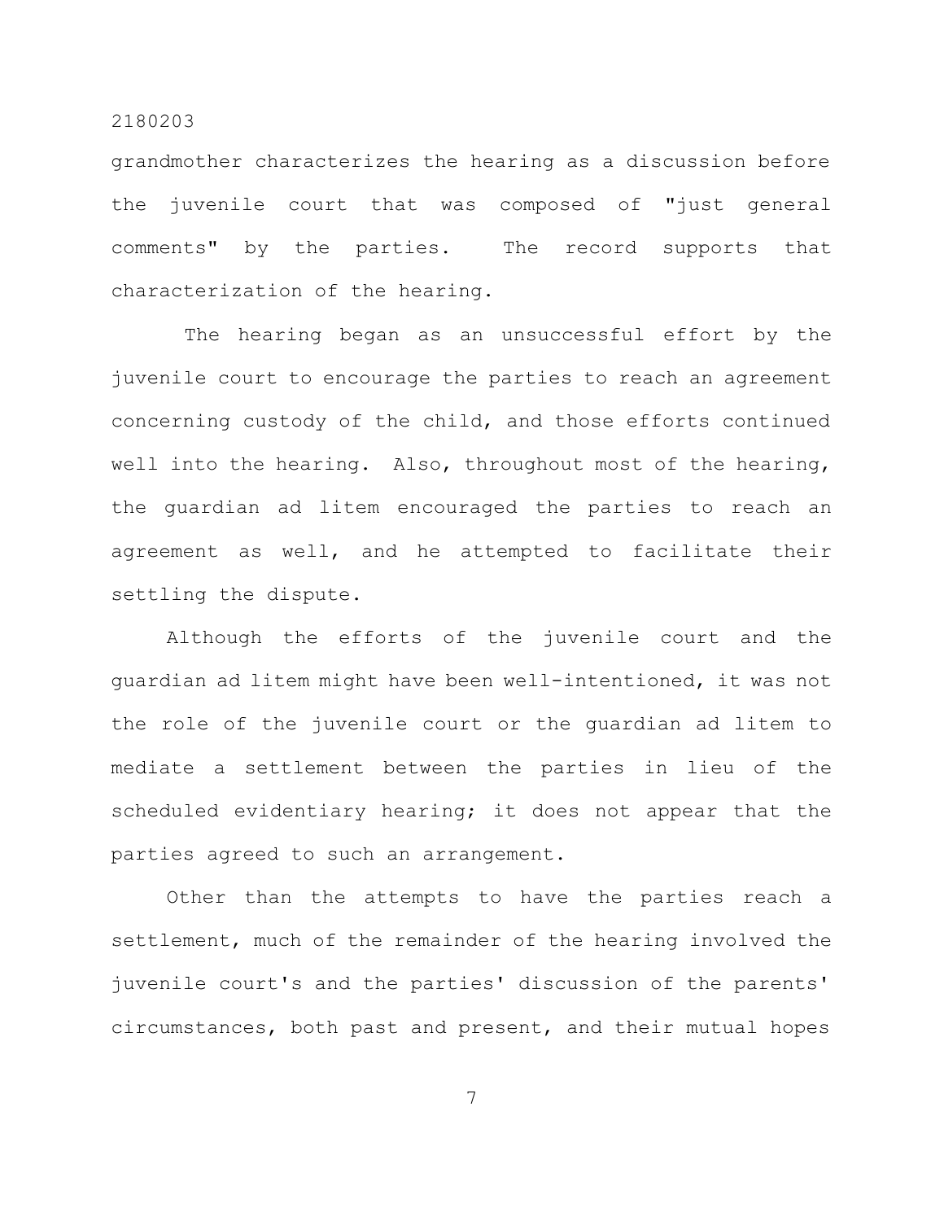grandmother characterizes the hearing as a discussion before the juvenile court that was composed of "just general comments" by the parties. The record supports that characterization of the hearing.

The hearing began as an unsuccessful effort by the juvenile court to encourage the parties to reach an agreement concerning custody of the child, and those efforts continued well into the hearing. Also, throughout most of the hearing, the guardian ad litem encouraged the parties to reach an agreement as well, and he attempted to facilitate their settling the dispute.

Although the efforts of the juvenile court and the guardian ad litem might have been well-intentioned, it was not the role of the juvenile court or the guardian ad litem to mediate a settlement between the parties in lieu of the scheduled evidentiary hearing; it does not appear that the parties agreed to such an arrangement.

Other than the attempts to have the parties reach a settlement, much of the remainder of the hearing involved the juvenile court's and the parties' discussion of the parents' circumstances, both past and present, and their mutual hopes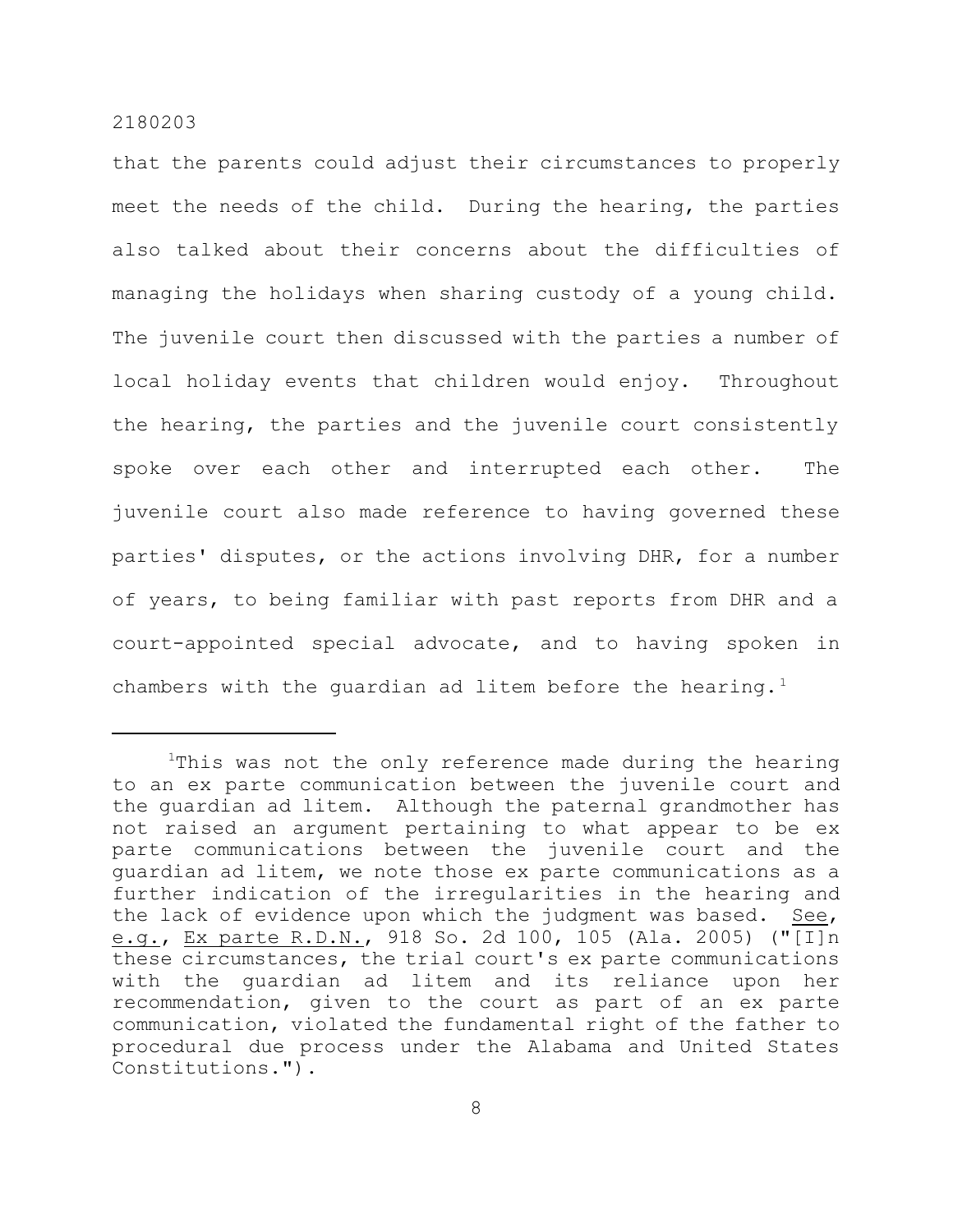that the parents could adjust their circumstances to properly meet the needs of the child. During the hearing, the parties also talked about their concerns about the difficulties of managing the holidays when sharing custody of a young child. The juvenile court then discussed with the parties a number of local holiday events that children would enjoy. Throughout the hearing, the parties and the juvenile court consistently spoke over each other and interrupted each other. The juvenile court also made reference to having governed these parties' disputes, or the actions involving DHR, for a number of years, to being familiar with past reports from DHR and a court-appointed special advocate, and to having spoken in chambers with the guardian ad litem before the hearing.[1]

---

[1]This was not the only reference made during the hearing to an ex parte communication between the juvenile court and the guardian ad litem. Although the paternal grandmother has not raised an argument pertaining to what appear to be ex parte communications between the juvenile court and the guardian ad litem, we note those ex parte communications as a further indication of the irregularities in the hearing and the lack of evidence upon which the judgment was based. See, e.g., Ex parte R.D.N., 918 So. 2d 100, 105 (Ala. 2005) ("[I]n these circumstances, the trial court's ex parte communications with the guardian ad litem and its reliance upon her recommendation, given to the court as part of an ex parte communication, violated the fundamental right of the father to procedural due process under the Alabama and United States Constitutions.").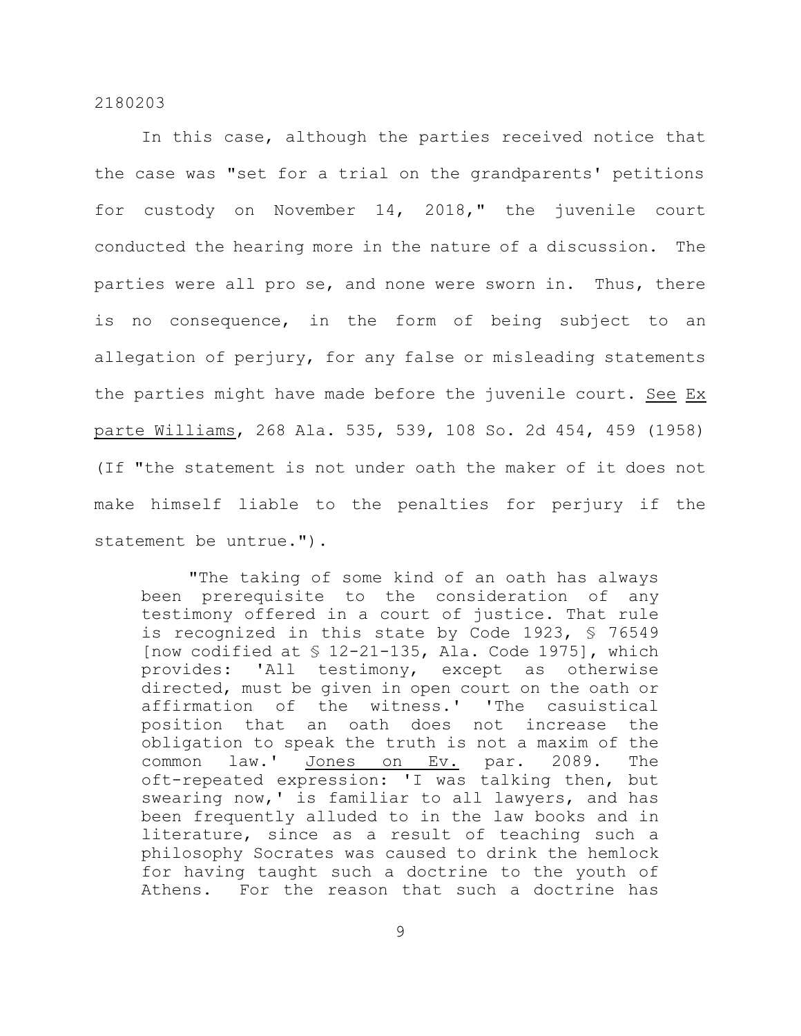In this case, although the parties received notice that the case was "set for a trial on the grandparents' petitions for custody on November 14, 2018," the juvenile court conducted the hearing more in the nature of a discussion. The parties were all pro se, and none were sworn in. Thus, there is no consequence, in the form of being subject to an allegation of perjury, for any false or misleading statements the parties might have made before the juvenile court. See Ex parte Williams, 268 Ala. 535, 539, 108 So. 2d 454, 459 (1958) (If "the statement is not under oath the maker of it does not make himself liable to the penalties for perjury if the statement be untrue.").

> "The taking of some kind of an oath has always been prerequisite to the consideration of any testimony offered in a court of justice. That rule is recognized in this state by Code 1923, § 76549 [now codified at § 12-21-135, Ala. Code 1975], which provides: 'All testimony, except as otherwise directed, must be given in open court on the oath or affirmation of the witness.' 'The casuistical position that an oath does not increase the obligation to speak the truth is not a maxim of the common law.' Jones on Ev. par. 2089. The oft-repeated expression: 'I was talking then, but swearing now,' is familiar to all lawyers, and has been frequently alluded to in the law books and in literature, since as a result of teaching such a philosophy Socrates was caused to drink the hemlock for having taught such a doctrine to the youth of Athens. For the reason that such a doctrine has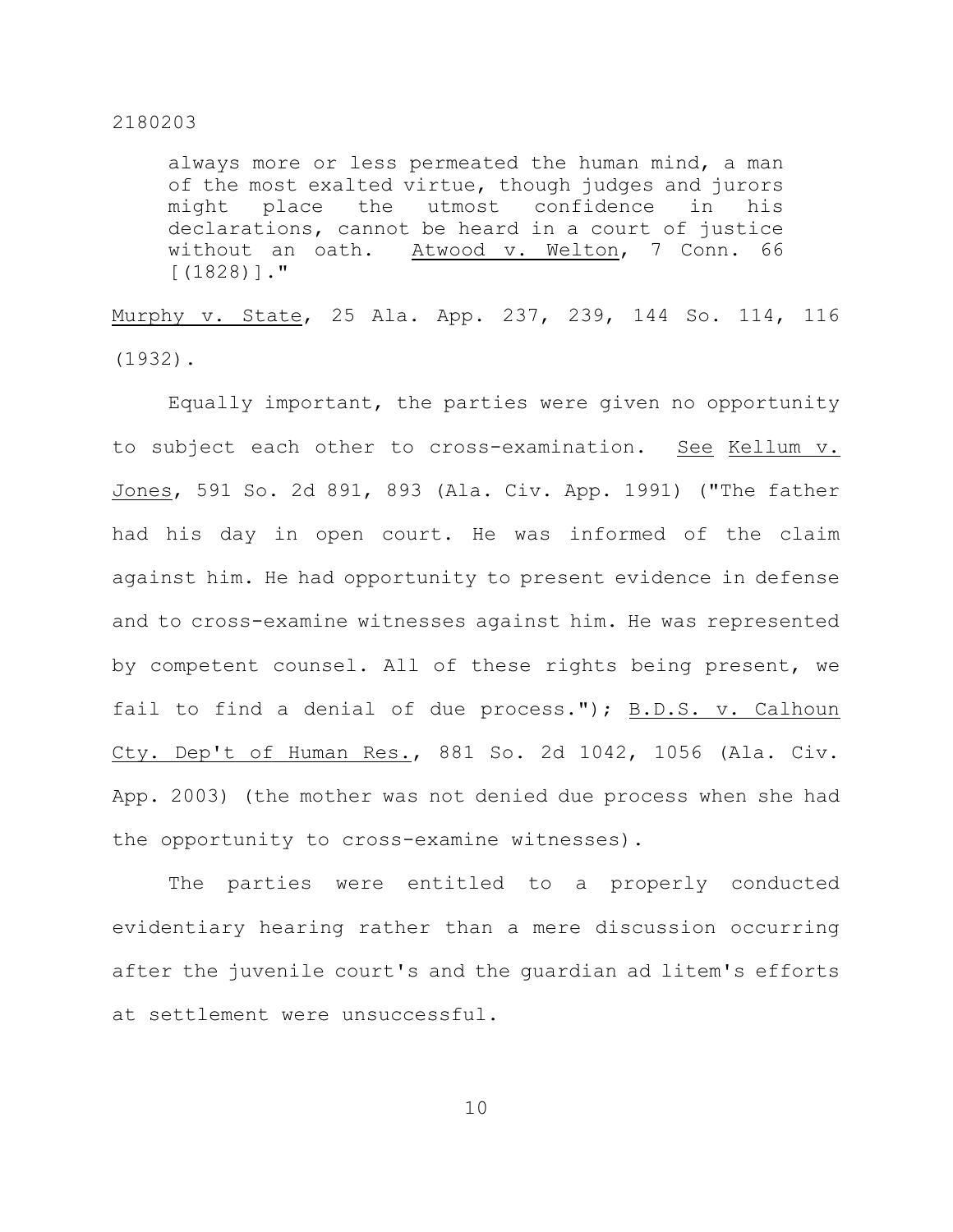> always more or less permeated the human mind, a man of the most exalted virtue, though judges and jurors might place the utmost confidence in his declarations, cannot be heard in a court of justice without an oath. Atwood v. Welton, 7 Conn. 66 [(1828)]."

Murphy v. State, 25 Ala. App. 237, 239, 144 So. 114, 116 (1932).

Equally important, the parties were given no opportunity to subject each other to cross-examination. See Kellum v. Jones, 591 So. 2d 891, 893 (Ala. Civ. App. 1991) ("The father had his day in open court. He was informed of the claim against him. He had opportunity to present evidence in defense and to cross-examine witnesses against him. He was represented by competent counsel. All of these rights being present, we fail to find a denial of due process."); B.D.S. v. Calhoun Cty. Dep't of Human Res., 881 So. 2d 1042, 1056 (Ala. Civ. App. 2003) (the mother was not denied due process when she had the opportunity to cross-examine witnesses).

The parties were entitled to a properly conducted evidentiary hearing rather than a mere discussion occurring after the juvenile court's and the guardian ad litem's efforts at settlement were unsuccessful.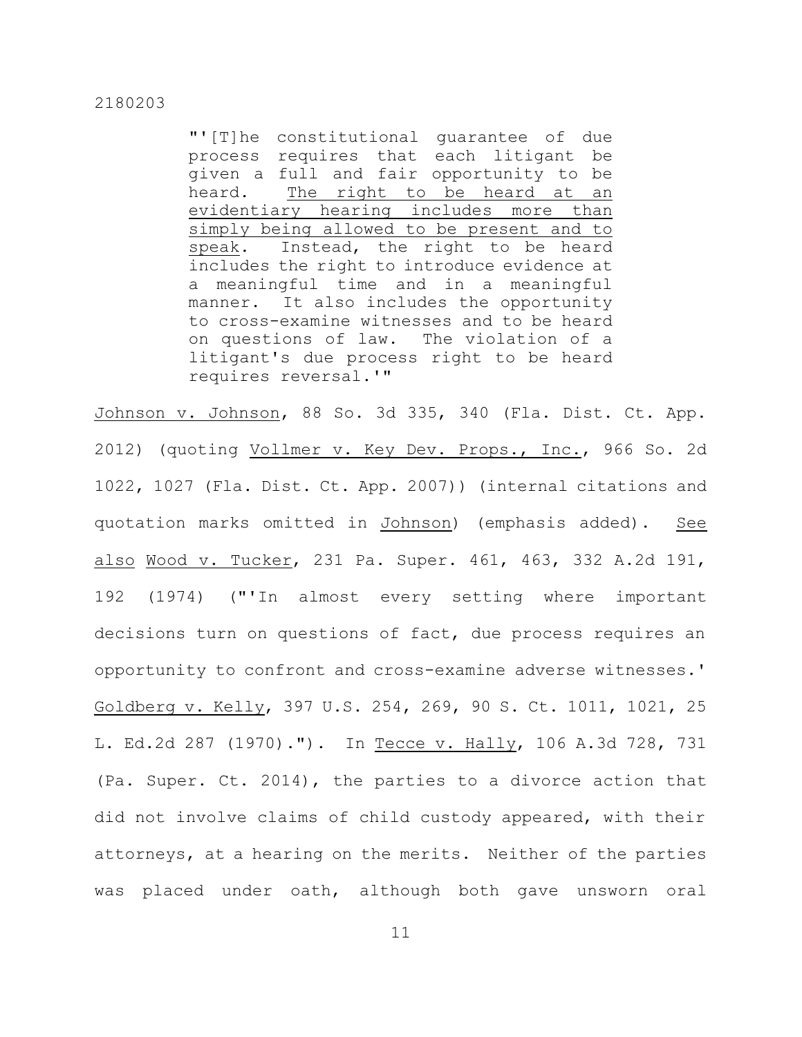> "'[T]he constitutional guarantee of due process requires that each litigant be given a full and fair opportunity to be heard. <u>The right to be heard at an evidentiary hearing includes more than simply being allowed to be present and to speak</u>. Instead, the right to be heard includes the right to introduce evidence at a meaningful time and in a meaningful manner. It also includes the opportunity to cross-examine witnesses and to be heard on questions of law. The violation of a litigant's due process right to be heard requires reversal.'"

<u>Johnson v. Johnson</u>, 88 So. 3d 335, 340 (Fla. Dist. Ct. App. 2012) (quoting <u>Vollmer v. Key Dev. Props., Inc.</u>, 966 So. 2d 1022, 1027 (Fla. Dist. Ct. App. 2007)) (internal citations and quotation marks omitted in <u>Johnson</u>) (emphasis added). <u>See also</u> <u>Wood v. Tucker</u>, 231 Pa. Super. 461, 463, 332 A.2d 191, 192 (1974) ("'In almost every setting where important decisions turn on questions of fact, due process requires an opportunity to confront and cross-examine adverse witnesses.' <u>Goldberg v. Kelly</u>, 397 U.S. 254, 269, 90 S. Ct. 1011, 1021, 25 L. Ed.2d 287 (1970)."). In <u>Tecce v. Hally</u>, 106 A.3d 728, 731 (Pa. Super. Ct. 2014), the parties to a divorce action that did not involve claims of child custody appeared, with their attorneys, at a hearing on the merits. Neither of the parties was placed under oath, although both gave unsworn oral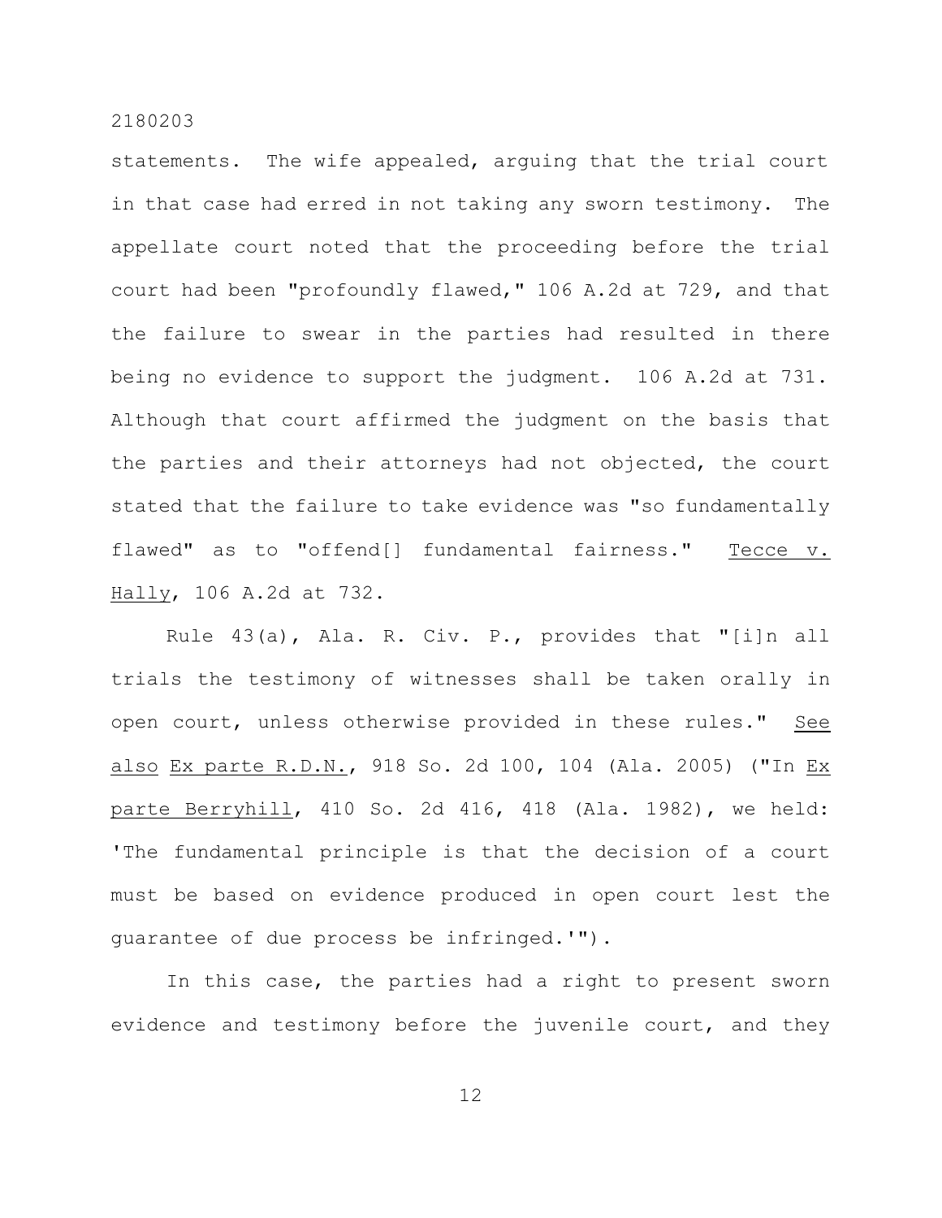statements. The wife appealed, arguing that the trial court in that case had erred in not taking any sworn testimony. The appellate court noted that the proceeding before the trial court had been "profoundly flawed," 106 A.2d at 729, and that the failure to swear in the parties had resulted in there being no evidence to support the judgment. 106 A.2d at 731. Although that court affirmed the judgment on the basis that the parties and their attorneys had not objected, the court stated that the failure to take evidence was "so fundamentally flawed" as to "offend[] fundamental fairness." Tecce v. Hally, 106 A.2d at 732.

Rule 43(a), Ala. R. Civ. P., provides that "[i]n all trials the testimony of witnesses shall be taken orally in open court, unless otherwise provided in these rules." See also Ex parte R.D.N., 918 So. 2d 100, 104 (Ala. 2005) ("In Ex parte Berryhill, 410 So. 2d 416, 418 (Ala. 1982), we held: 'The fundamental principle is that the decision of a court must be based on evidence produced in open court lest the guarantee of due process be infringed.'").

In this case, the parties had a right to present sworn evidence and testimony before the juvenile court, and they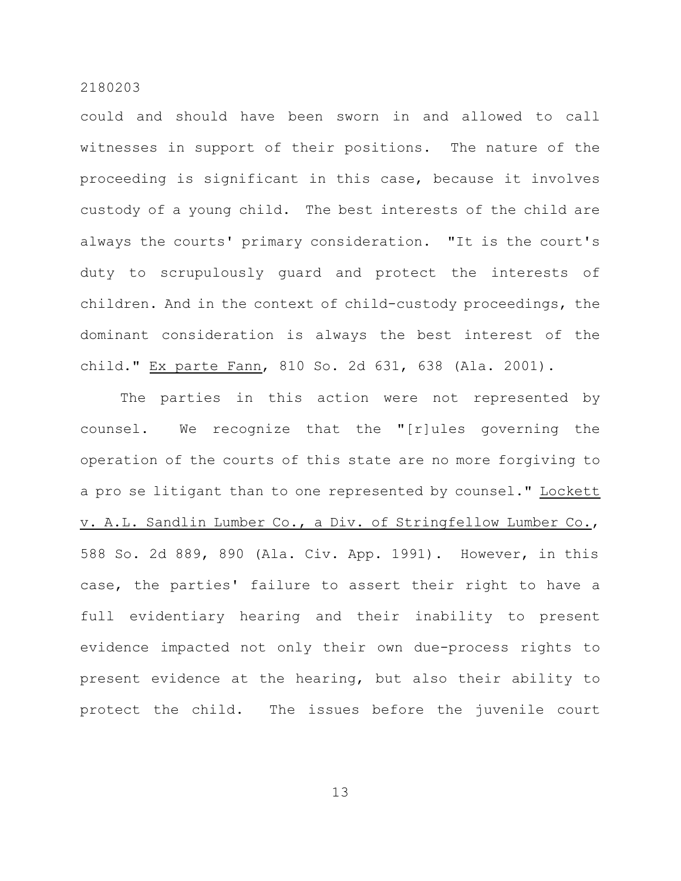could and should have been sworn in and allowed to call witnesses in support of their positions. The nature of the proceeding is significant in this case, because it involves custody of a young child. The best interests of the child are always the courts' primary consideration. "It is the court's duty to scrupulously guard and protect the interests of children. And in the context of child-custody proceedings, the dominant consideration is always the best interest of the child." Ex parte Fann, 810 So. 2d 631, 638 (Ala. 2001).

The parties in this action were not represented by counsel. We recognize that the "[r]ules governing the operation of the courts of this state are no more forgiving to a pro se litigant than to one represented by counsel." Lockett v. A.L. Sandlin Lumber Co., a Div. of Stringfellow Lumber Co., 588 So. 2d 889, 890 (Ala. Civ. App. 1991). However, in this case, the parties' failure to assert their right to have a full evidentiary hearing and their inability to present evidence impacted not only their own due-process rights to present evidence at the hearing, but also their ability to protect the child. The issues before the juvenile court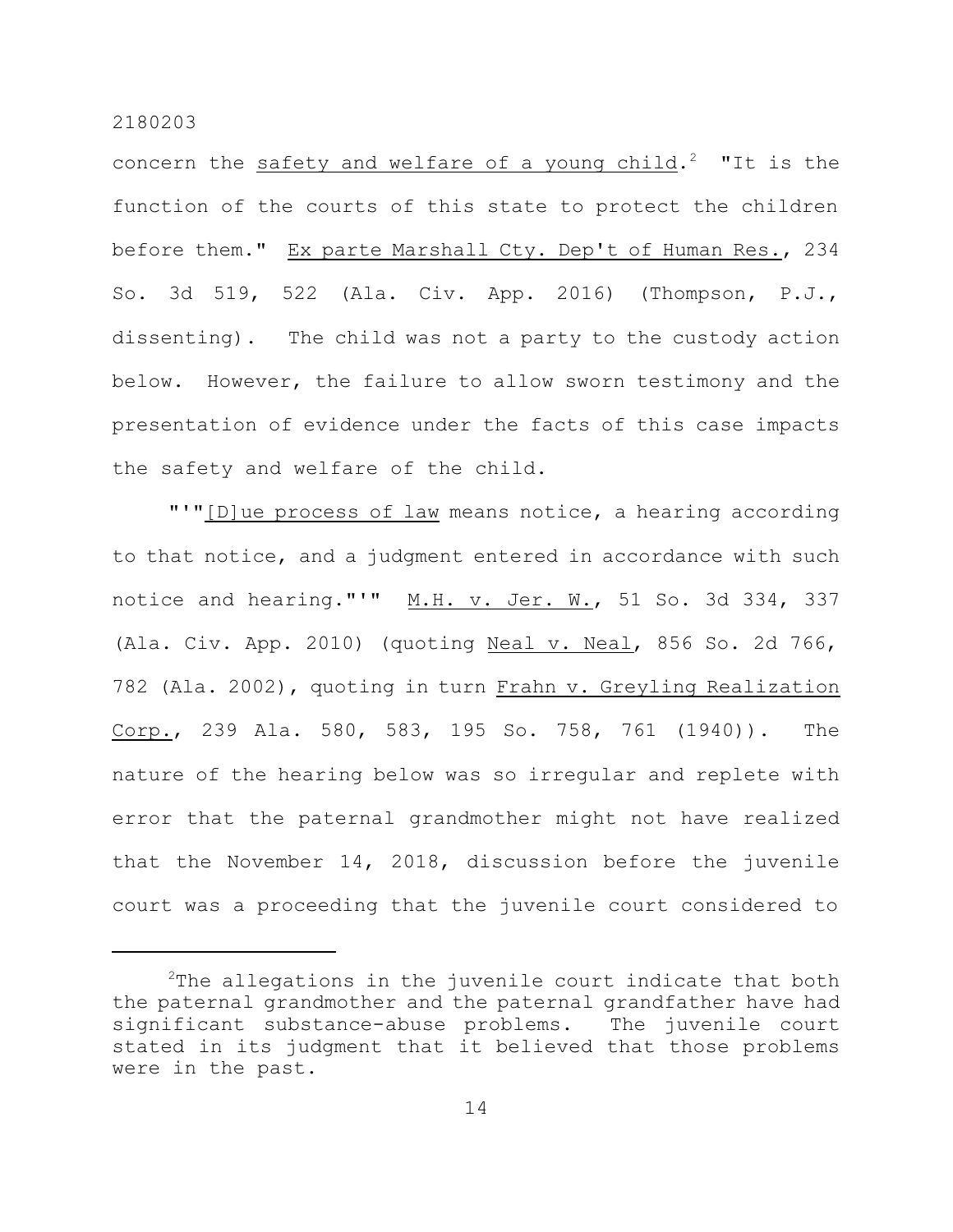concern the safety and welfare of a young child.[2] "It is the function of the courts of this state to protect the children before them." Ex parte Marshall Cty. Dep't of Human Res., 234 So. 3d 519, 522 (Ala. Civ. App. 2016) (Thompson, P.J., dissenting). The child was not a party to the custody action below. However, the failure to allow sworn testimony and the presentation of evidence under the facts of this case impacts the safety and welfare of the child.

"'"[D]ue process of law means notice, a hearing according to that notice, and a judgment entered in accordance with such notice and hearing."'" M.H. v. Jer. W., 51 So. 3d 334, 337 (Ala. Civ. App. 2010) (quoting Neal v. Neal, 856 So. 2d 766, 782 (Ala. 2002), quoting in turn Frahn v. Greyling Realization Corp., 239 Ala. 580, 583, 195 So. 758, 761 (1940)). The nature of the hearing below was so irregular and replete with error that the paternal grandmother might not have realized that the November 14, 2018, discussion before the juvenile court was a proceeding that the juvenile court considered to

---

[2]The allegations in the juvenile court indicate that both the paternal grandmother and the paternal grandfather have had significant substance-abuse problems. The juvenile court stated in its judgment that it believed that those problems were in the past.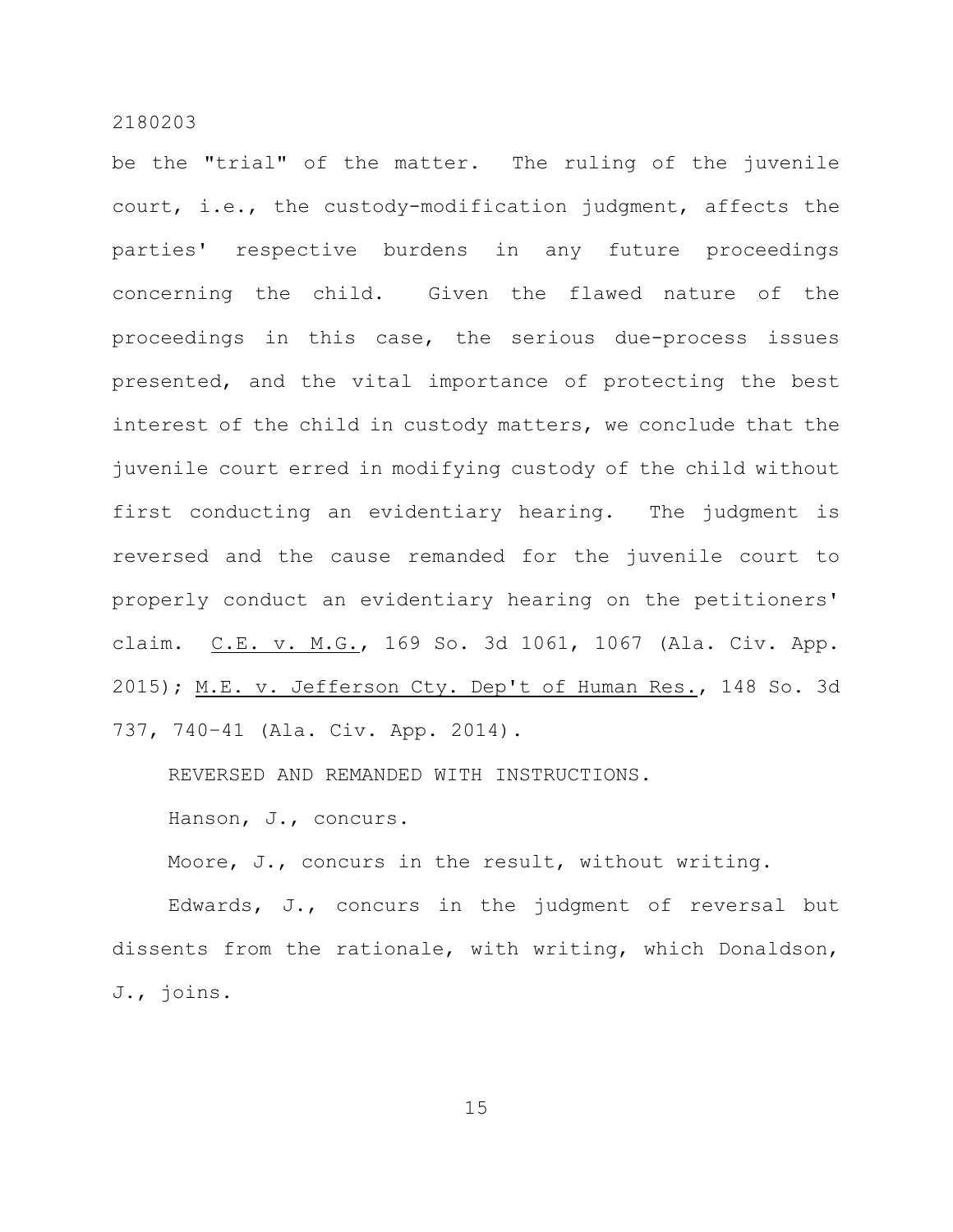be the "trial" of the matter. The ruling of the juvenile court, i.e., the custody-modification judgment, affects the parties' respective burdens in any future proceedings concerning the child. Given the flawed nature of the proceedings in this case, the serious due-process issues presented, and the vital importance of protecting the best interest of the child in custody matters, we conclude that the juvenile court erred in modifying custody of the child without first conducting an evidentiary hearing. The judgment is reversed and the cause remanded for the juvenile court to properly conduct an evidentiary hearing on the petitioners' claim. C.E. v. M.G., 169 So. 3d 1061, 1067 (Ala. Civ. App. 2015); M.E. v. Jefferson Cty. Dep't of Human Res., 148 So. 3d 737, 740–41 (Ala. Civ. App. 2014).

REVERSED AND REMANDED WITH INSTRUCTIONS.

Hanson, J., concurs.

Moore, J., concurs in the result, without writing.

Edwards, J., concurs in the judgment of reversal but dissents from the rationale, with writing, which Donaldson, J., joins.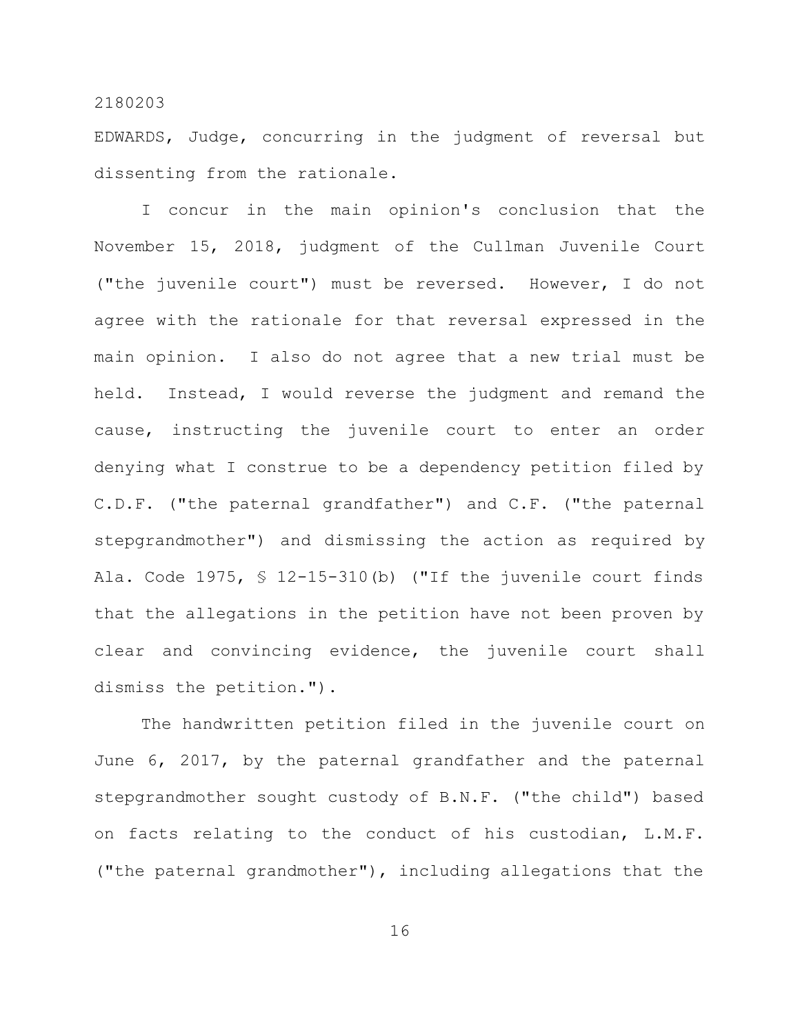EDWARDS, Judge, concurring in the judgment of reversal but dissenting from the rationale.

I concur in the main opinion's conclusion that the November 15, 2018, judgment of the Cullman Juvenile Court ("the juvenile court") must be reversed. However, I do not agree with the rationale for that reversal expressed in the main opinion. I also do not agree that a new trial must be held. Instead, I would reverse the judgment and remand the cause, instructing the juvenile court to enter an order denying what I construe to be a dependency petition filed by C.D.F. ("the paternal grandfather") and C.F. ("the paternal stepgrandmother") and dismissing the action as required by Ala. Code 1975, § 12-15-310(b) ("If the juvenile court finds that the allegations in the petition have not been proven by clear and convincing evidence, the juvenile court shall dismiss the petition.").

The handwritten petition filed in the juvenile court on June 6, 2017, by the paternal grandfather and the paternal stepgrandmother sought custody of B.N.F. ("the child") based on facts relating to the conduct of his custodian, L.M.F. ("the paternal grandmother"), including allegations that the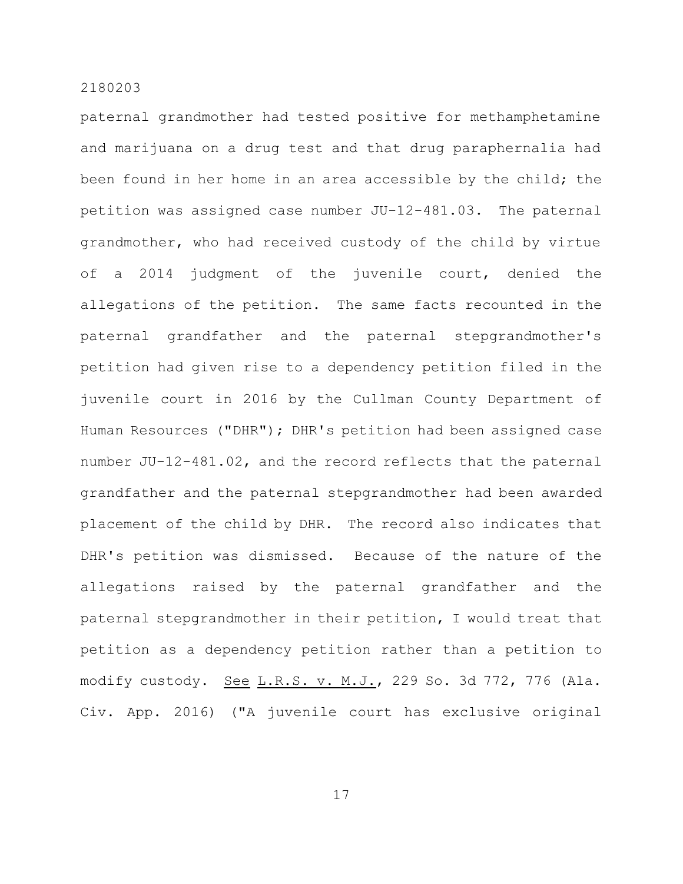paternal grandmother had tested positive for methamphetamine and marijuana on a drug test and that drug paraphernalia had been found in her home in an area accessible by the child; the petition was assigned case number JU-12-481.03. The paternal grandmother, who had received custody of the child by virtue of a 2014 judgment of the juvenile court, denied the allegations of the petition. The same facts recounted in the paternal grandfather and the paternal stepgrandmother's petition had given rise to a dependency petition filed in the juvenile court in 2016 by the Cullman County Department of Human Resources ("DHR"); DHR's petition had been assigned case number JU-12-481.02, and the record reflects that the paternal grandfather and the paternal stepgrandmother had been awarded placement of the child by DHR. The record also indicates that DHR's petition was dismissed. Because of the nature of the allegations raised by the paternal grandfather and the paternal stepgrandmother in their petition, I would treat that petition as a dependency petition rather than a petition to modify custody. See L.R.S. v. M.J., 229 So. 3d 772, 776 (Ala. Civ. App. 2016) ("A juvenile court has exclusive original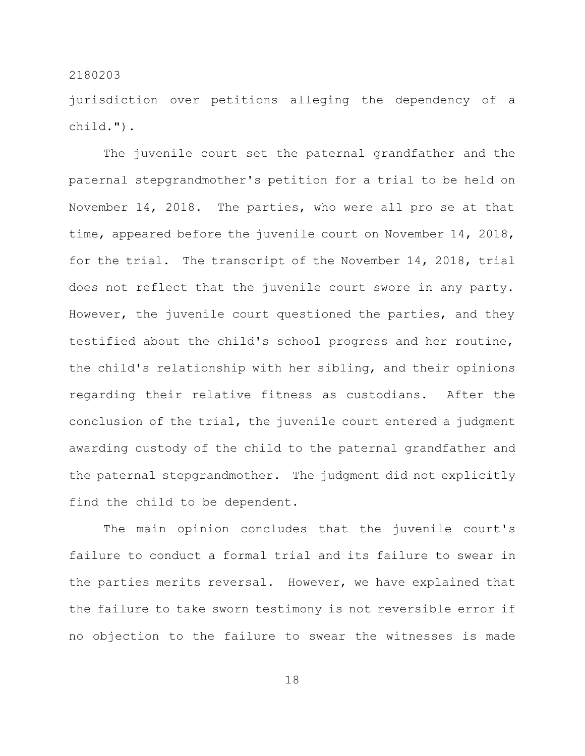jurisdiction over petitions alleging the dependency of a child.").

The juvenile court set the paternal grandfather and the paternal stepgrandmother's petition for a trial to be held on November 14, 2018. The parties, who were all pro se at that time, appeared before the juvenile court on November 14, 2018, for the trial. The transcript of the November 14, 2018, trial does not reflect that the juvenile court swore in any party. However, the juvenile court questioned the parties, and they testified about the child's school progress and her routine, the child's relationship with her sibling, and their opinions regarding their relative fitness as custodians. After the conclusion of the trial, the juvenile court entered a judgment awarding custody of the child to the paternal grandfather and the paternal stepgrandmother. The judgment did not explicitly find the child to be dependent.

The main opinion concludes that the juvenile court's failure to conduct a formal trial and its failure to swear in the parties merits reversal. However, we have explained that the failure to take sworn testimony is not reversible error if no objection to the failure to swear the witnesses is made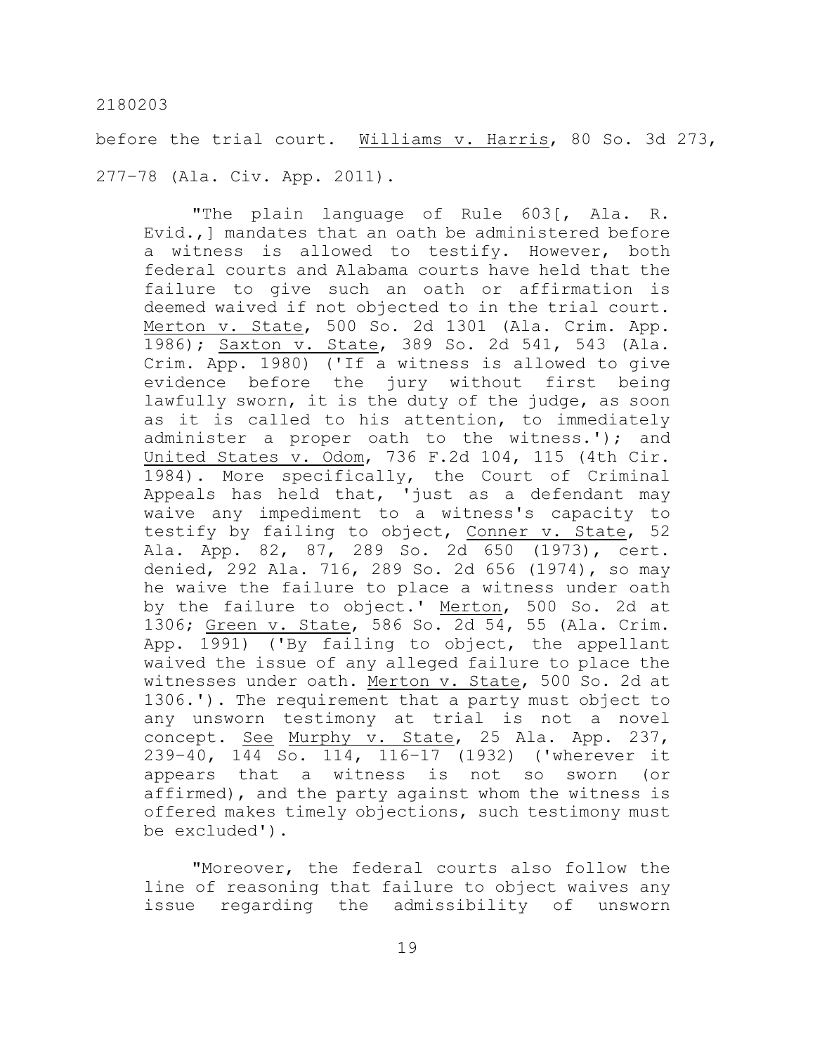before the trial court. Williams v. Harris, 80 So. 3d 273, 277-78 (Ala. Civ. App. 2011).

> "The plain language of Rule 603[, Ala. R. Evid.,] mandates that an oath be administered before a witness is allowed to testify. However, both federal courts and Alabama courts have held that the failure to give such an oath or affirmation is deemed waived if not objected to in the trial court. Merton v. State, 500 So. 2d 1301 (Ala. Crim. App. 1986); Saxton v. State, 389 So. 2d 541, 543 (Ala. Crim. App. 1980) ('If a witness is allowed to give evidence before the jury without first being lawfully sworn, it is the duty of the judge, as soon as it is called to his attention, to immediately administer a proper oath to the witness.'); and United States v. Odom, 736 F.2d 104, 115 (4th Cir. 1984). More specifically, the Court of Criminal Appeals has held that, 'just as a defendant may waive any impediment to a witness's capacity to testify by failing to object, Conner v. State, 52 Ala. App. 82, 87, 289 So. 2d 650 (1973), cert. denied, 292 Ala. 716, 289 So. 2d 656 (1974), so may he waive the failure to place a witness under oath by the failure to object.' Merton, 500 So. 2d at 1306; Green v. State, 586 So. 2d 54, 55 (Ala. Crim. App. 1991) ('By failing to object, the appellant waived the issue of any alleged failure to place the witnesses under oath. Merton v. State, 500 So. 2d at 1306.'). The requirement that a party must object to any unsworn testimony at trial is not a novel concept. See Murphy v. State, 25 Ala. App. 237, 239-40, 144 So. 114, 116-17 (1932) ('wherever it appears that a witness is not so sworn (or affirmed), and the party against whom the witness is offered makes timely objections, such testimony must be excluded').
>
> "Moreover, the federal courts also follow the line of reasoning that failure to object waives any issue regarding the admissibility of unsworn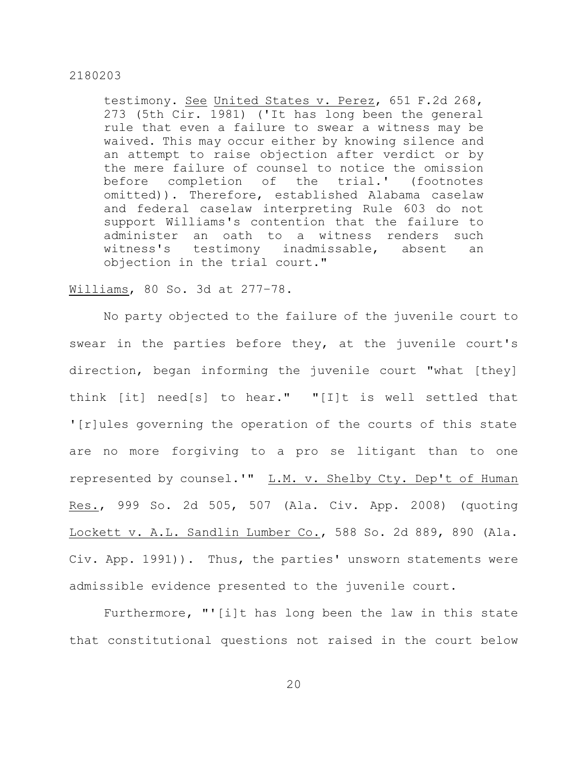> testimony. See United States v. Perez, 651 F.2d 268, 273 (5th Cir. 1981) ('It has long been the general rule that even a failure to swear a witness may be waived. This may occur either by knowing silence and an attempt to raise objection after verdict or by the mere failure of counsel to notice the omission before completion of the trial.' (footnotes omitted)). Therefore, established Alabama caselaw and federal caselaw interpreting Rule 603 do not support Williams's contention that the failure to administer an oath to a witness renders such witness's testimony inadmissable, absent an objection in the trial court."

Williams, 80 So. 3d at 277-78.

No party objected to the failure of the juvenile court to swear in the parties before they, at the juvenile court's direction, began informing the juvenile court "what [they] think [it] need[s] to hear." "[I]t is well settled that '[r]ules governing the operation of the courts of this state are no more forgiving to a pro se litigant than to one represented by counsel.'" L.M. v. Shelby Cty. Dep't of Human Res., 999 So. 2d 505, 507 (Ala. Civ. App. 2008) (quoting Lockett v. A.L. Sandlin Lumber Co., 588 So. 2d 889, 890 (Ala. Civ. App. 1991)). Thus, the parties' unsworn statements were admissible evidence presented to the juvenile court.

Furthermore, "'[i]t has long been the law in this state that constitutional questions not raised in the court below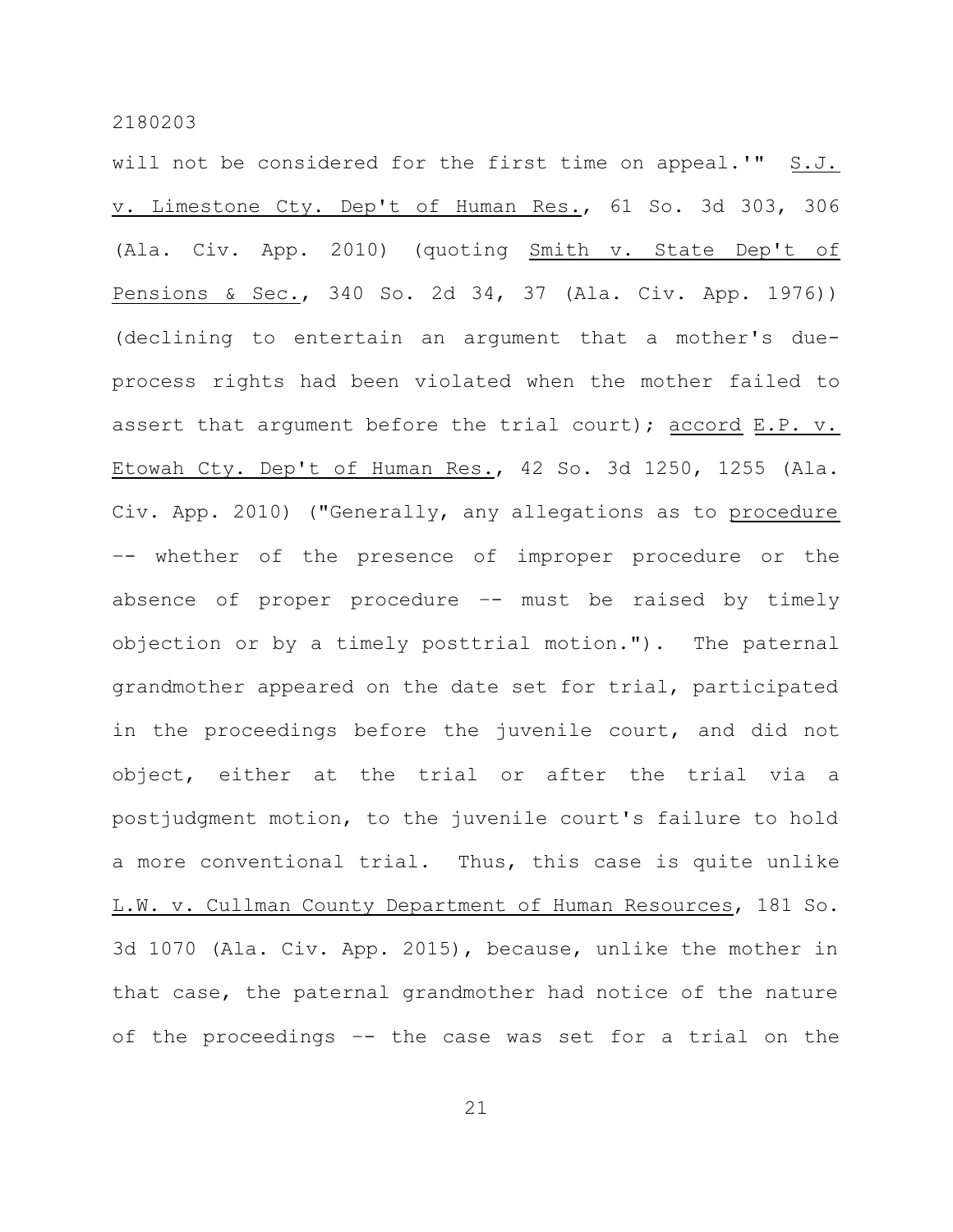will not be considered for the first time on appeal.'" S.J. v. Limestone Cty. Dep't of Human Res., 61 So. 3d 303, 306 (Ala. Civ. App. 2010) (quoting Smith v. State Dep't of Pensions & Sec., 340 So. 2d 34, 37 (Ala. Civ. App. 1976)) (declining to entertain an argument that a mother's due-process rights had been violated when the mother failed to assert that argument before the trial court); accord E.P. v. Etowah Cty. Dep't of Human Res., 42 So. 3d 1250, 1255 (Ala. Civ. App. 2010) ("Generally, any allegations as to procedure -- whether of the presence of improper procedure or the absence of proper procedure -- must be raised by timely objection or by a timely posttrial motion."). The paternal grandmother appeared on the date set for trial, participated in the proceedings before the juvenile court, and did not object, either at the trial or after the trial via a postjudgment motion, to the juvenile court's failure to hold a more conventional trial. Thus, this case is quite unlike L.W. v. Cullman County Department of Human Resources, 181 So. 3d 1070 (Ala. Civ. App. 2015), because, unlike the mother in that case, the paternal grandmother had notice of the nature of the proceedings -- the case was set for a trial on the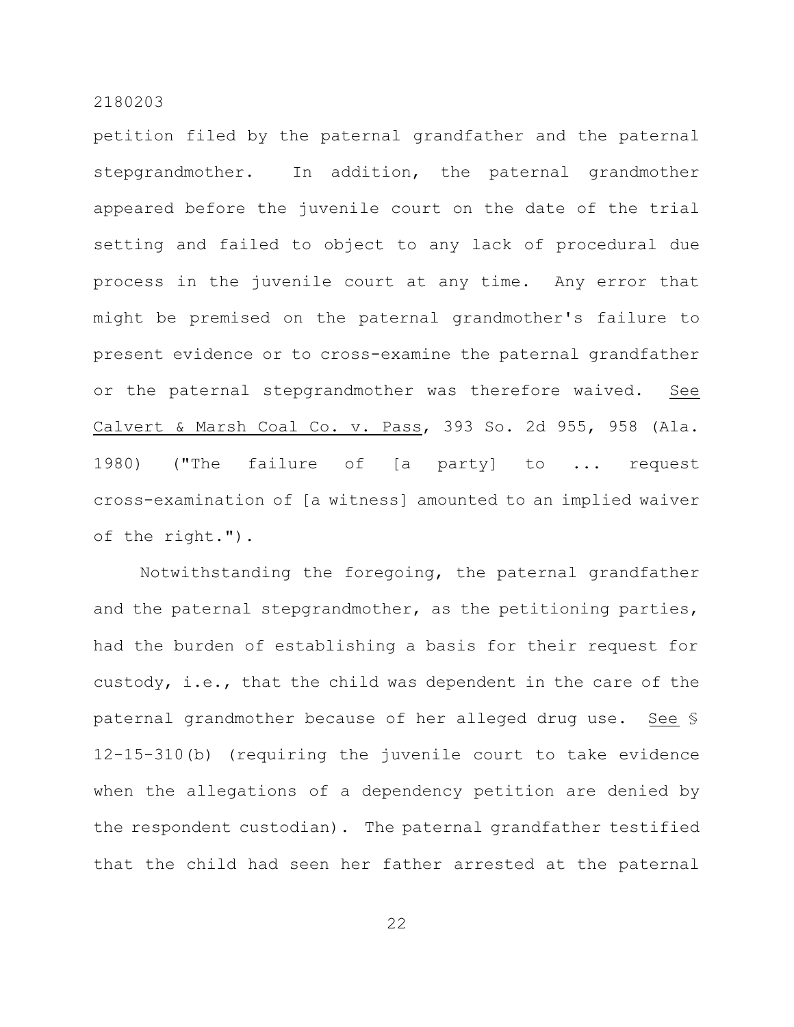petition filed by the paternal grandfather and the paternal stepgrandmother. In addition, the paternal grandmother appeared before the juvenile court on the date of the trial setting and failed to object to any lack of procedural due process in the juvenile court at any time. Any error that might be premised on the paternal grandmother's failure to present evidence or to cross-examine the paternal grandfather or the paternal stepgrandmother was therefore waived. See Calvert & Marsh Coal Co. v. Pass, 393 So. 2d 955, 958 (Ala. 1980) ("The failure of [a party] to ... request cross-examination of [a witness] amounted to an implied waiver of the right.").

Notwithstanding the foregoing, the paternal grandfather and the paternal stepgrandmother, as the petitioning parties, had the burden of establishing a basis for their request for custody, i.e., that the child was dependent in the care of the paternal grandmother because of her alleged drug use. See § 12-15-310(b) (requiring the juvenile court to take evidence when the allegations of a dependency petition are denied by the respondent custodian). The paternal grandfather testified that the child had seen her father arrested at the paternal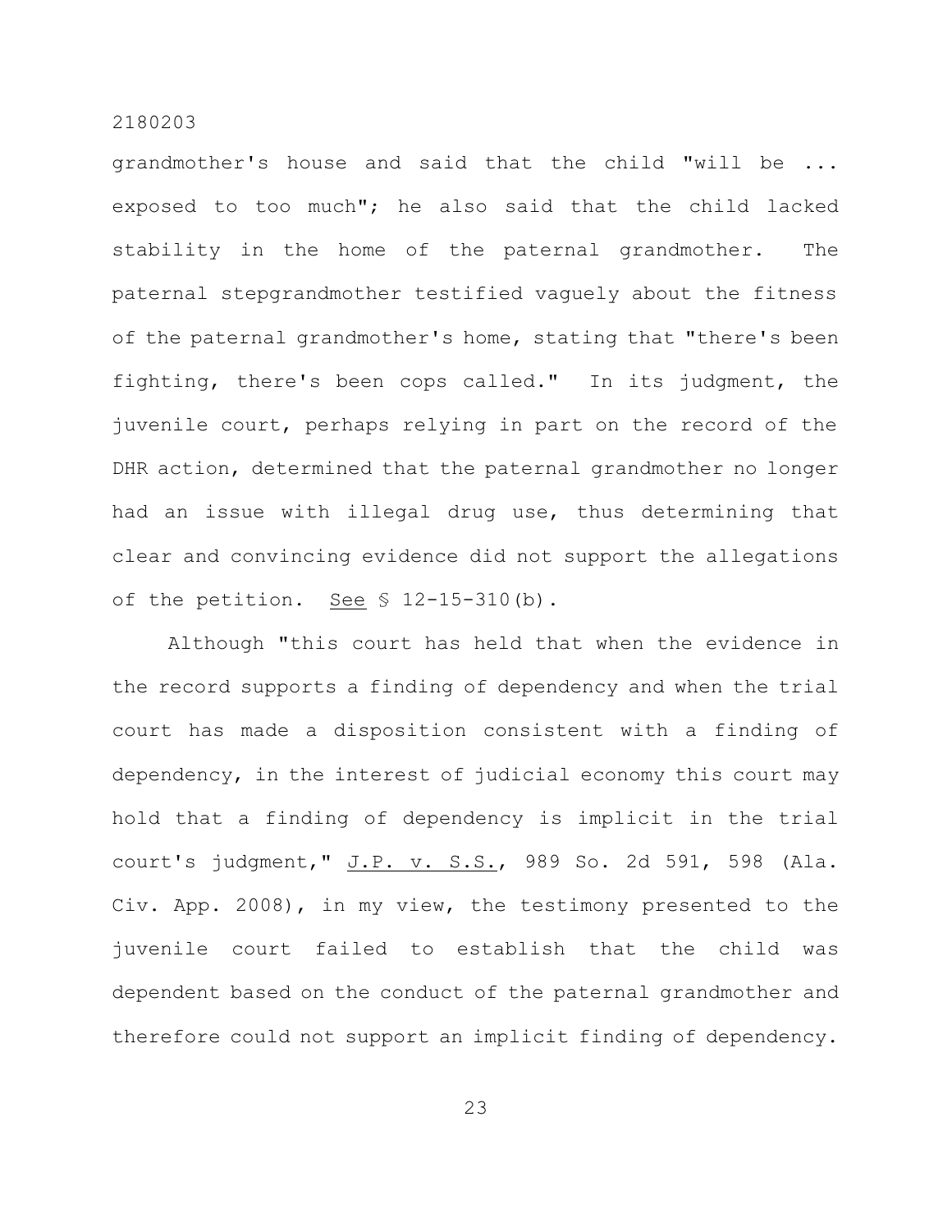grandmother's house and said that the child "will be ... exposed to too much"; he also said that the child lacked stability in the home of the paternal grandmother. The paternal stepgrandmother testified vaguely about the fitness of the paternal grandmother's home, stating that "there's been fighting, there's been cops called." In its judgment, the juvenile court, perhaps relying in part on the record of the DHR action, determined that the paternal grandmother no longer had an issue with illegal drug use, thus determining that clear and convincing evidence did not support the allegations of the petition. See § 12-15-310(b).

Although "this court has held that when the evidence in the record supports a finding of dependency and when the trial court has made a disposition consistent with a finding of dependency, in the interest of judicial economy this court may hold that a finding of dependency is implicit in the trial court's judgment," J.P. v. S.S., 989 So. 2d 591, 598 (Ala. Civ. App. 2008), in my view, the testimony presented to the juvenile court failed to establish that the child was dependent based on the conduct of the paternal grandmother and therefore could not support an implicit finding of dependency.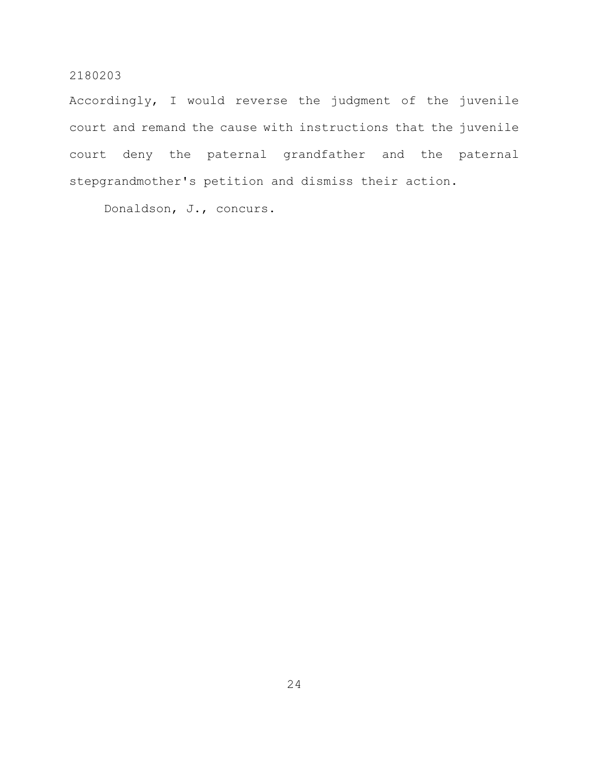Accordingly, I would reverse the judgment of the juvenile court and remand the cause with instructions that the juvenile court deny the paternal grandfather and the paternal stepgrandmother's petition and dismiss their action.

Donaldson, J., concurs.